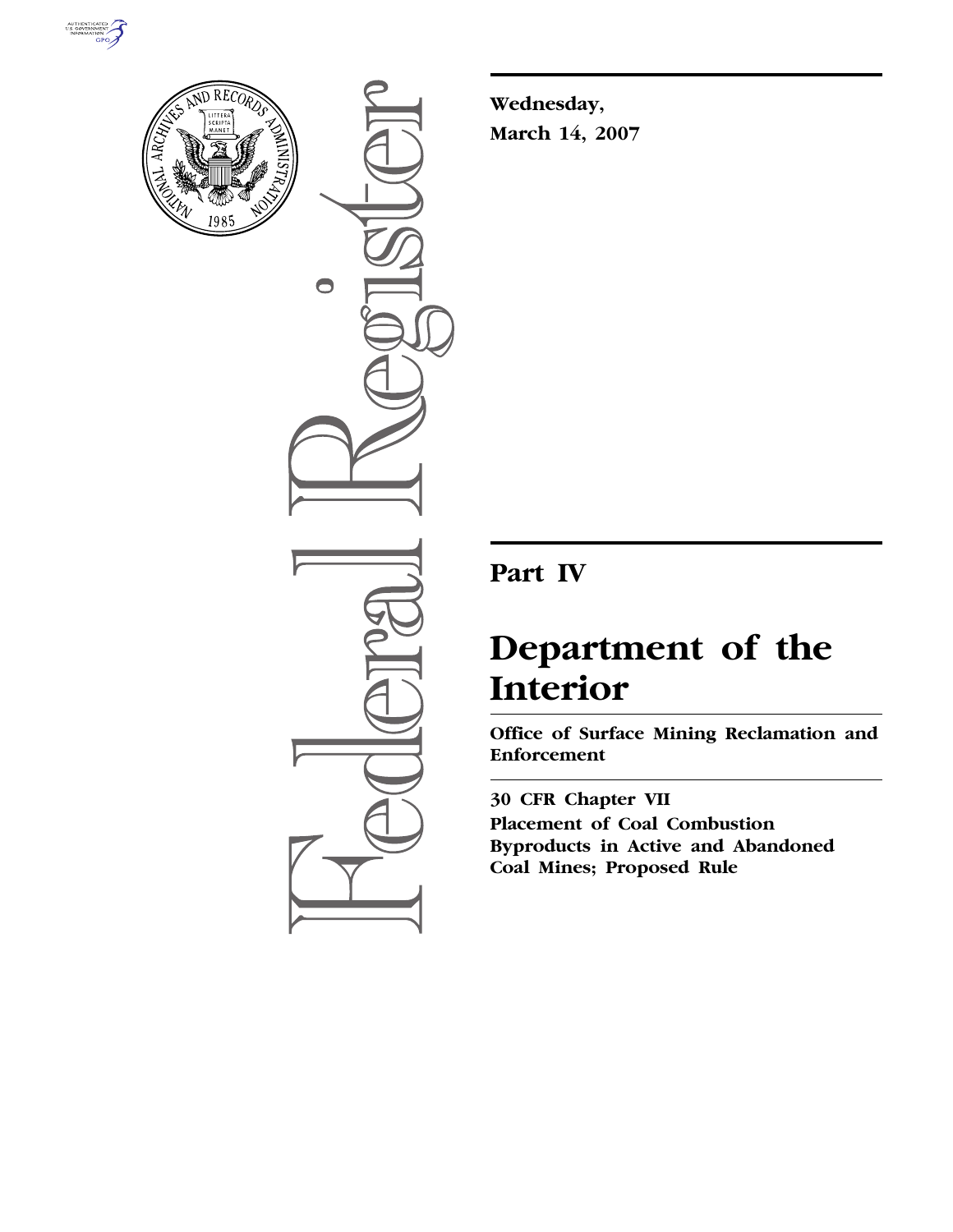**Wednesday,**
**March 14, 2007**

# Part IV

# Department of the Interior

**Office of Surface Mining Reclamation and Enforcement**

**30 CFR Chapter VII**

**Placement of Coal Combustion Byproducts in Active and Abandoned Coal Mines; Proposed Rule**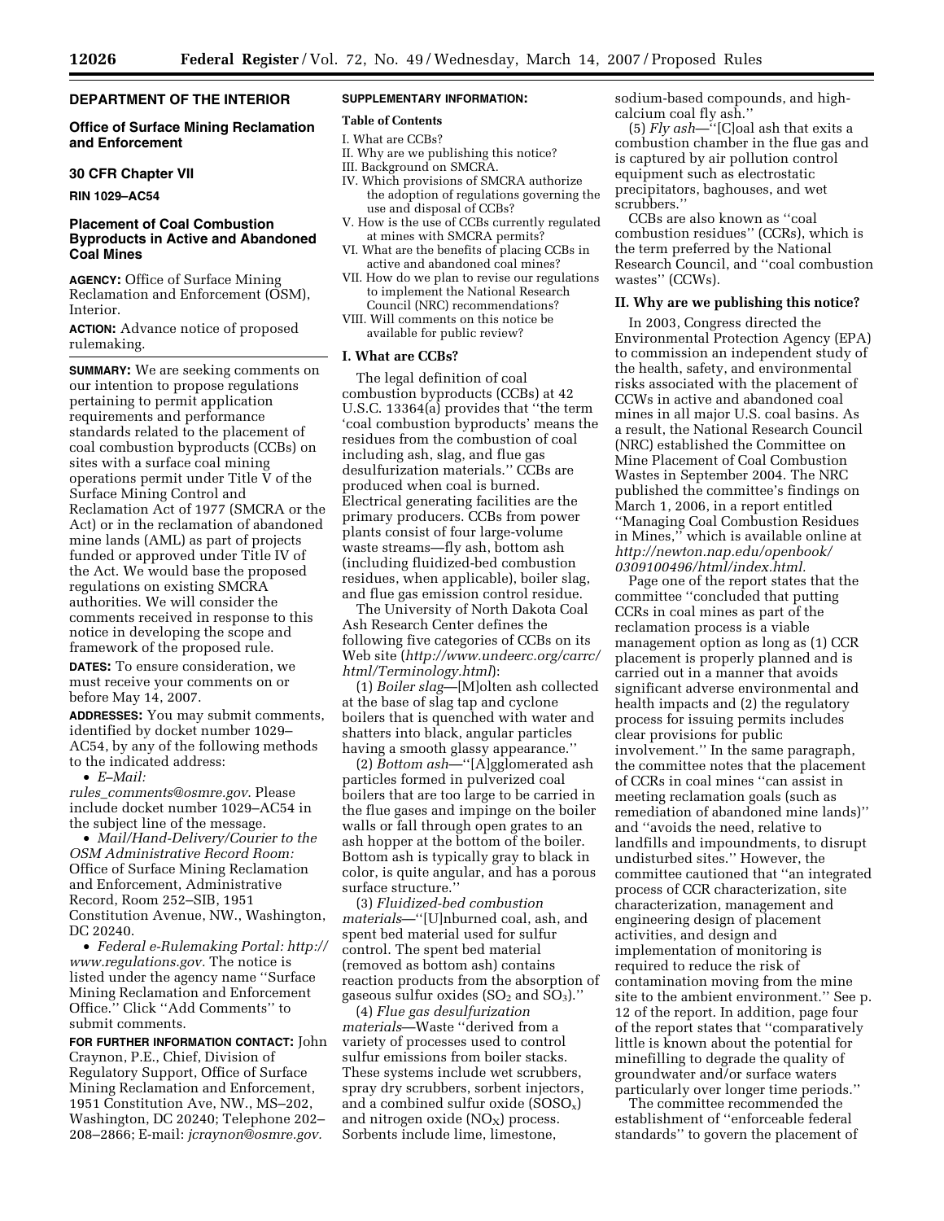## DEPARTMENT OF THE INTERIOR

### Office of Surface Mining Reclamation and Enforcement

### 30 CFR Chapter VII

**RIN 1029–AC54**

### Placement of Coal Combustion Byproducts in Active and Abandoned Coal Mines

**AGENCY:** Office of Surface Mining Reclamation and Enforcement (OSM), Interior.

**ACTION:** Advance notice of proposed rulemaking.

**SUMMARY:** We are seeking comments on our intention to propose regulations pertaining to permit application requirements and performance standards related to the placement of coal combustion byproducts (CCBs) on sites with a surface coal mining operations permit under Title V of the Surface Mining Control and Reclamation Act of 1977 (SMCRA or the Act) or in the reclamation of abandoned mine lands (AML) as part of projects funded or approved under Title IV of the Act. We would base the proposed regulations on existing SMCRA authorities. We will consider the comments received in response to this notice in developing the scope and framework of the proposed rule.

**DATES:** To ensure consideration, we must receive your comments on or before May 14, 2007.

**ADDRESSES:** You may submit comments, identified by docket number 1029–AC54, by any of the following methods to the indicated address:

- *E–Mail: rules_comments@osmre.gov*. Please include docket number 1029–AC54 in the subject line of the message.
- *Mail/Hand-Delivery/Courier to the OSM Administrative Record Room:* Office of Surface Mining Reclamation and Enforcement, Administrative Record, Room 252–SIB, 1951 Constitution Avenue, NW., Washington, DC 20240.
- *Federal e-Rulemaking Portal: http://www.regulations.gov*. The notice is listed under the agency name ''Surface Mining Reclamation and Enforcement Office.'' Click ''Add Comments'' to submit comments.

**FOR FURTHER INFORMATION CONTACT:** John Craynon, P.E., Chief, Division of Regulatory Support, Office of Surface Mining Reclamation and Enforcement, 1951 Constitution Ave, NW., MS–202, Washington, DC 20240; Telephone 202–208–2866; E-mail: *jcraynon@osmre.gov*.

**SUPPLEMENTARY INFORMATION:**

**Table of Contents**

I. What are CCBs?
II. Why are we publishing this notice?
III. Background on SMCRA.
IV. Which provisions of SMCRA authorize the adoption of regulations governing the use and disposal of CCBs?
V. How is the use of CCBs currently regulated at mines with SMCRA permits?
VI. What are the benefits of placing CCBs in active and abandoned coal mines?
VII. How do we plan to revise our regulations to implement the National Research Council (NRC) recommendations?
VIII. Will comments on this notice be available for public review?

### I. What are CCBs?

The legal definition of coal combustion byproducts (CCBs) at 42 U.S.C. 13364(a) provides that ''the term 'coal combustion byproducts' means the residues from the combustion of coal including ash, slag, and flue gas desulfurization materials.'' CCBs are produced when coal is burned. Electrical generating facilities are the primary producers. CCBs from power plants consist of four large-volume waste streams—fly ash, bottom ash (including fluidized-bed combustion residues, when applicable), boiler slag, and flue gas emission control residue.

The University of North Dakota Coal Ash Research Center defines the following five categories of CCBs on its Web site (*http://www.undeerc.org/carrc/html/Terminology.html*):

(1) *Boiler slag*—[M]olten ash collected at the base of slag tap and cyclone boilers that is quenched with water and shatters into black, angular particles having a smooth glassy appearance.''

(2) *Bottom ash*—''[A]gglomerated ash particles formed in pulverized coal boilers that are too large to be carried in the flue gases and impinge on the boiler walls or fall through open grates to an ash hopper at the bottom of the boiler. Bottom ash is typically gray to black in color, is quite angular, and has a porous surface structure.''

(3) *Fluidized-bed combustion materials*—''[U]nburned coal, ash, and spent bed material used for sulfur control. The spent bed material (removed as bottom ash) contains reaction products from the absorption of gaseous sulfur oxides ($SO_2$ and $SO_3$).''

(4) *Flue gas desulfurization materials*—Waste ''derived from a variety of processes used to control sulfur emissions from boiler stacks. These systems include wet scrubbers, spray dry scrubbers, sorbent injectors, and a combined sulfur oxide ($SOSO_x$) and nitrogen oxide ($NO_X$) process. Sorbents include lime, limestone, sodium-based compounds, and high-calcium coal fly ash.''

(5) *Fly ash*—''[C]oal ash that exits a combustion chamber in the flue gas and is captured by air pollution control equipment such as electrostatic precipitators, baghouses, and wet scrubbers.''

CCBs are also known as ''coal combustion residues'' (CCRs), which is the term preferred by the National Research Council, and ''coal combustion wastes'' (CCWs).

### II. Why are we publishing this notice?

In 2003, Congress directed the Environmental Protection Agency (EPA) to commission an independent study of the health, safety, and environmental risks associated with the placement of CCWs in active and abandoned coal mines in all major U.S. coal basins. As a result, the National Research Council (NRC) established the Committee on Mine Placement of Coal Combustion Wastes in September 2004. The NRC published the committee's findings on March 1, 2006, in a report entitled ''Managing Coal Combustion Residues in Mines,'' which is available online at *http://newton.nap.edu/openbook/0309100496/html/index.html.*

Page one of the report states that the committee ''concluded that putting CCRs in coal mines as part of the reclamation process is a viable management option as long as (1) CCR placement is properly planned and is carried out in a manner that avoids significant adverse environmental and health impacts and (2) the regulatory process for issuing permits includes clear provisions for public involvement.'' In the same paragraph, the committee notes that the placement of CCRs in coal mines ''can assist in meeting reclamation goals (such as remediation of abandoned mine lands)'' and ''avoids the need, relative to landfills and impoundments, to disrupt undisturbed sites.'' However, the committee cautioned that ''an integrated process of CCR characterization, site characterization, management and engineering design of placement activities, and design and implementation of monitoring is required to reduce the risk of contamination moving from the mine site to the ambient environment.'' See p. 12 of the report. In addition, page four of the report states that ''comparatively little is known about the potential for minefilling to degrade the quality of groundwater and/or surface waters particularly over longer time periods.''

The committee recommended the establishment of ''enforceable federal standards'' to govern the placement of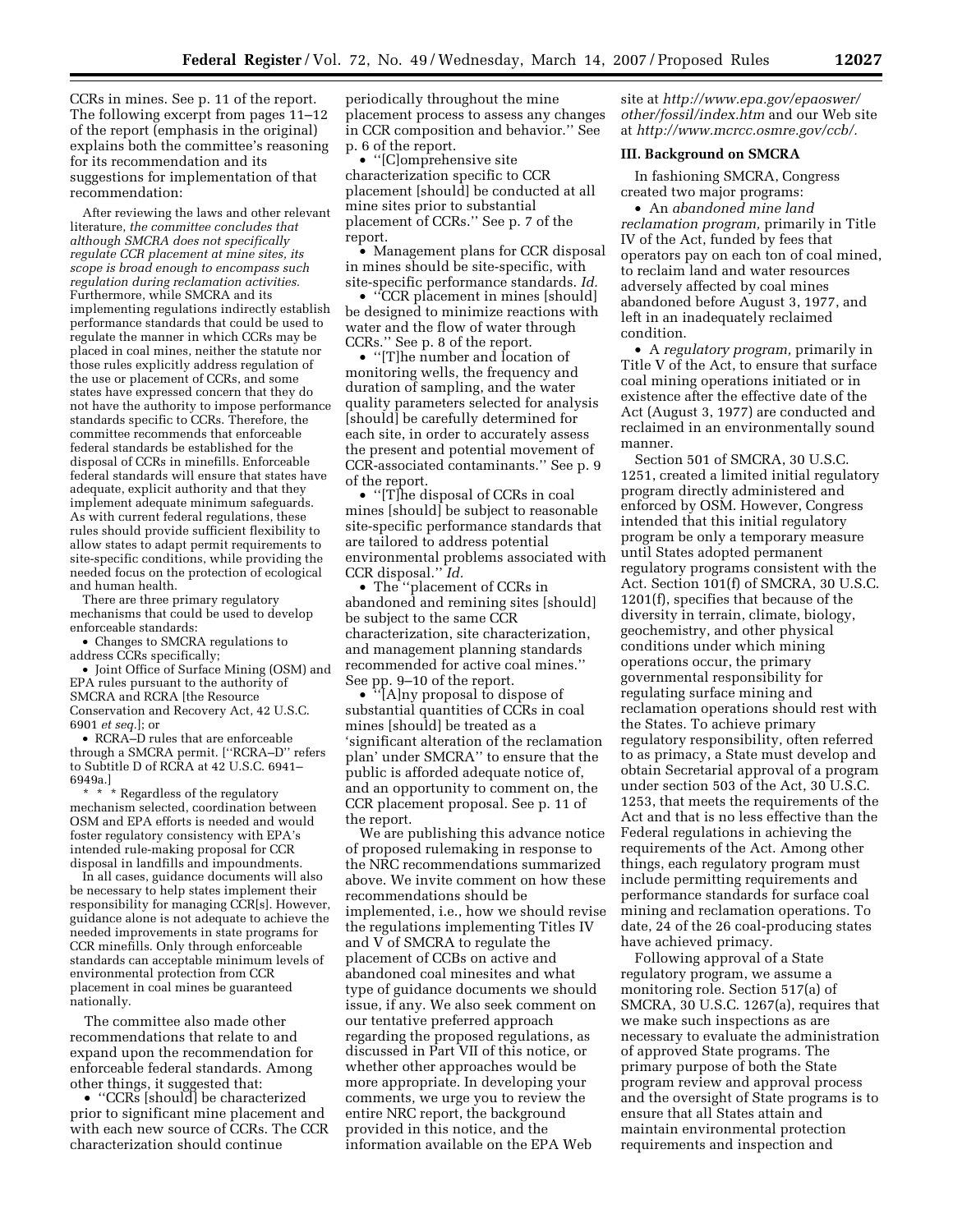CCRs in mines. See p. 11 of the report. The following excerpt from pages 11–12 of the report (emphasis in the original) explains both the committee's reasoning for its recommendation and its suggestions for implementation of that recommendation:

> After reviewing the laws and other relevant literature, *the committee concludes that although SMCRA does not specifically regulate CCR placement at mine sites, its scope is broad enough to encompass such regulation during reclamation activities.* Furthermore, while SMCRA and its implementing regulations indirectly establish performance standards that could be used to regulate the manner in which CCRs may be placed in coal mines, neither the statute nor those rules explicitly address regulation of the use or placement of CCRs, and some states have expressed concern that they do not have the authority to impose performance standards specific to CCRs. Therefore, the committee recommends that enforceable federal standards be established for the disposal of CCRs in minefills. Enforceable federal standards will ensure that states have adequate, explicit authority and that they implement adequate minimum safeguards. As with current federal regulations, these rules should provide sufficient flexibility to allow states to adapt permit requirements to site-specific conditions, while providing the needed focus on the protection of ecological and human health.
>
> There are three primary regulatory mechanisms that could be used to develop enforceable standards:
>
> • Changes to SMCRA regulations to address CCRs specifically;
>
> • Joint Office of Surface Mining (OSM) and EPA rules pursuant to the authority of SMCRA and RCRA [the Resource Conservation and Recovery Act, 42 U.S.C. 6901 *et seq.*]; or
>
> • RCRA–D rules that are enforceable through a SMCRA permit. [''RCRA–D'' refers to Subtitle D of RCRA at 42 U.S.C. 6941–6949a.]
>
> * * * Regardless of the regulatory mechanism selected, coordination between OSM and EPA efforts is needed and would foster regulatory consistency with EPA's intended rule-making proposal for CCR disposal in landfills and impoundments.
>
> In all cases, guidance documents will also be necessary to help states implement their responsibility for managing CCR[s]. However, guidance alone is not adequate to achieve the needed improvements in state programs for CCR minefills. Only through enforceable standards can acceptable minimum levels of environmental protection from CCR placement in coal mines be guaranteed nationally.

The committee also made other recommendations that relate to and expand upon the recommendation for enforceable federal standards. Among other things, it suggested that:

• ''CCRs [should] be characterized prior to significant mine placement and with each new source of CCRs. The CCR characterization should continue periodically throughout the mine placement process to assess any changes in CCR composition and behavior.'' See p. 6 of the report.

• ''[C]omprehensive site characterization specific to CCR placement [should] be conducted at all mine sites prior to substantial placement of CCRs.'' See p. 7 of the report.

• Management plans for CCR disposal in mines should be site-specific, with site-specific performance standards. *Id.*

• ''CCR placement in mines [should] be designed to minimize reactions with water and the flow of water through CCRs.'' See p. 8 of the report.

• ''[T]he number and location of monitoring wells, the frequency and duration of sampling, and the water quality parameters selected for analysis [should] be carefully determined for each site, in order to accurately assess the present and potential movement of CCR-associated contaminants.'' See p. 9 of the report.

• ''[T]he disposal of CCRs in coal mines [should] be subject to reasonable site-specific performance standards that are tailored to address potential environmental problems associated with CCR disposal.'' *Id.*

• The ''placement of CCRs in abandoned and remining sites [should] be subject to the same CCR characterization, site characterization, and management planning standards recommended for active coal mines.'' See pp. 9–10 of the report.

• ''[A]ny proposal to dispose of substantial quantities of CCRs in coal mines [should] be treated as a 'significant alteration of the reclamation plan' under SMCRA'' to ensure that the public is afforded adequate notice of, and an opportunity to comment on, the CCR placement proposal. See p. 11 of the report.

We are publishing this advance notice of proposed rulemaking in response to the NRC recommendations summarized above. We invite comment on how these recommendations should be implemented, i.e., how we should revise the regulations implementing Titles IV and V of SMCRA to regulate the placement of CCBs on active and abandoned coal minesites and what type of guidance documents we should issue, if any. We also seek comment on our tentative preferred approach regarding the proposed regulations, as discussed in Part VII of this notice, or whether other approaches would be more appropriate. In developing your comments, we urge you to review the entire NRC report, the background provided in this notice, and the information available on the EPA Web site at *http://www.epa.gov/epaoswer/other/fossil/index.htm* and our Web site at *http://www.mcrcc.osmre.gov/ccb/.*

## III. Background on SMCRA

In fashioning SMCRA, Congress created two major programs:

• An *abandoned mine land reclamation program,* primarily in Title IV of the Act, funded by fees that operators pay on each ton of coal mined, to reclaim land and water resources adversely affected by coal mines abandoned before August 3, 1977, and left in an inadequately reclaimed condition.

• A *regulatory program,* primarily in Title V of the Act, to ensure that surface coal mining operations initiated or in existence after the effective date of the Act (August 3, 1977) are conducted and reclaimed in an environmentally sound manner.

Section 501 of SMCRA, 30 U.S.C. 1251, created a limited initial regulatory program directly administered and enforced by OSM. However, Congress intended that this initial regulatory program be only a temporary measure until States adopted permanent regulatory programs consistent with the Act. Section 101(f) of SMCRA, 30 U.S.C. 1201(f), specifies that because of the diversity in terrain, climate, biology, geochemistry, and other physical conditions under which mining operations occur, the primary governmental responsibility for regulating surface mining and reclamation operations should rest with the States. To achieve primary regulatory responsibility, often referred to as primacy, a State must develop and obtain Secretarial approval of a program under section 503 of the Act, 30 U.S.C. 1253, that meets the requirements of the Act and that is no less effective than the Federal regulations in achieving the requirements of the Act. Among other things, each regulatory program must include permitting requirements and performance standards for surface coal mining and reclamation operations. To date, 24 of the 26 coal-producing states have achieved primacy.

Following approval of a State regulatory program, we assume a monitoring role. Section 517(a) of SMCRA, 30 U.S.C. 1267(a), requires that we make such inspections as are necessary to evaluate the administration of approved State programs. The primary purpose of both the State program review and approval process and the oversight of State programs is to ensure that all States attain and maintain environmental protection requirements and inspection and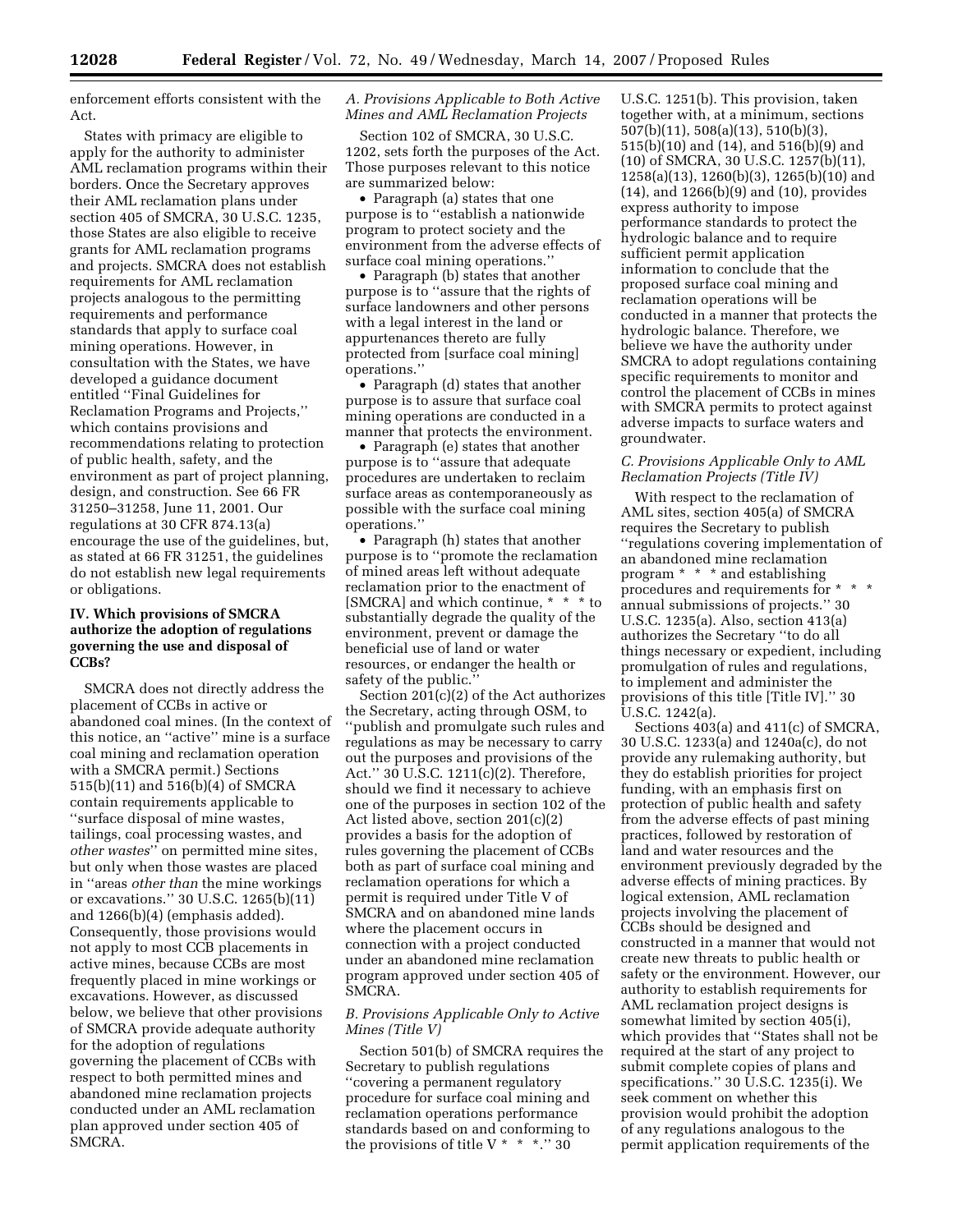enforcement efforts consistent with the Act.

States with primacy are eligible to apply for the authority to administer AML reclamation programs within their borders. Once the Secretary approves their AML reclamation plans under section 405 of SMCRA, 30 U.S.C. 1235, those States are also eligible to receive grants for AML reclamation programs and projects. SMCRA does not establish requirements for AML reclamation projects analogous to the permitting requirements and performance standards that apply to surface coal mining operations. However, in consultation with the States, we have developed a guidance document entitled ''Final Guidelines for Reclamation Programs and Projects,'' which contains provisions and recommendations relating to protection of public health, safety, and the environment as part of project planning, design, and construction. See 66 FR 31250–31258, June 11, 2001. Our regulations at 30 CFR 874.13(a) encourage the use of the guidelines, but, as stated at 66 FR 31251, the guidelines do not establish new legal requirements or obligations.

## IV. Which provisions of SMCRA authorize the adoption of regulations governing the use and disposal of CCBs?

SMCRA does not directly address the placement of CCBs in active or abandoned coal mines. (In the context of this notice, an ''active'' mine is a surface coal mining and reclamation operation with a SMCRA permit.) Sections 515(b)(11) and 516(b)(4) of SMCRA contain requirements applicable to ''surface disposal of mine wastes, tailings, coal processing wastes, and *other wastes*'' on permitted mine sites, but only when those wastes are placed in ''areas *other than* the mine workings or excavations.'' 30 U.S.C. 1265(b)(11) and 1266(b)(4) (emphasis added). Consequently, those provisions would not apply to most CCB placements in active mines, because CCBs are most frequently placed in mine workings or excavations. However, as discussed below, we believe that other provisions of SMCRA provide adequate authority for the adoption of regulations governing the placement of CCBs with respect to both permitted mines and abandoned mine reclamation projects conducted under an AML reclamation plan approved under section 405 of SMCRA.

### *A. Provisions Applicable to Both Active Mines and AML Reclamation Projects*

Section 102 of SMCRA, 30 U.S.C. 1202, sets forth the purposes of the Act. Those purposes relevant to this notice are summarized below:

- Paragraph (a) states that one purpose is to ''establish a nationwide program to protect society and the environment from the adverse effects of surface coal mining operations.''
- Paragraph (b) states that another purpose is to ''assure that the rights of surface landowners and other persons with a legal interest in the land or appurtenances thereto are fully protected from [surface coal mining] operations.''
- Paragraph (d) states that another purpose is to assure that surface coal mining operations are conducted in a manner that protects the environment.
- Paragraph (e) states that another purpose is to ''assure that adequate procedures are undertaken to reclaim surface areas as contemporaneously as possible with the surface coal mining operations.''
- Paragraph (h) states that another purpose is to ''promote the reclamation of mined areas left without adequate reclamation prior to the enactment of [SMCRA] and which continue, * * * to substantially degrade the quality of the environment, prevent or damage the beneficial use of land or water resources, or endanger the health or safety of the public.''

Section 201(c)(2) of the Act authorizes the Secretary, acting through OSM, to ''publish and promulgate such rules and regulations as may be necessary to carry out the purposes and provisions of the Act.'' 30 U.S.C. 1211(c)(2). Therefore, should we find it necessary to achieve one of the purposes in section 102 of the Act listed above, section 201(c)(2) provides a basis for the adoption of rules governing the placement of CCBs both as part of surface coal mining and reclamation operations for which a permit is required under Title V of SMCRA and on abandoned mine lands where the placement occurs in connection with a project conducted under an abandoned mine reclamation program approved under section 405 of SMCRA.

### *B. Provisions Applicable Only to Active Mines (Title V)*

Section 501(b) of SMCRA requires the Secretary to publish regulations ''covering a permanent regulatory procedure for surface coal mining and reclamation operations performance standards based on and conforming to the provisions of title V * * *.'' 30 U.S.C. 1251(b). This provision, taken together with, at a minimum, sections 507(b)(11), 508(a)(13), 510(b)(3), 515(b)(10) and (14), and 516(b)(9) and (10) of SMCRA, 30 U.S.C. 1257(b)(11), 1258(a)(13), 1260(b)(3), 1265(b)(10) and (14), and 1266(b)(9) and (10), provides express authority to impose performance standards to protect the hydrologic balance and to require sufficient permit application information to conclude that the proposed surface coal mining and reclamation operations will be conducted in a manner that protects the hydrologic balance. Therefore, we believe we have the authority under SMCRA to adopt regulations containing specific requirements to monitor and control the placement of CCBs in mines with SMCRA permits to protect against adverse impacts to surface waters and groundwater.

### *C. Provisions Applicable Only to AML Reclamation Projects (Title IV)*

With respect to the reclamation of AML sites, section 405(a) of SMCRA requires the Secretary to publish ''regulations covering implementation of an abandoned mine reclamation program * * * and establishing procedures and requirements for * * * annual submissions of projects.'' 30 U.S.C. 1235(a). Also, section 413(a) authorizes the Secretary ''to do all things necessary or expedient, including promulgation of rules and regulations, to implement and administer the provisions of this title [Title IV].'' 30 U.S.C. 1242(a).

Sections 403(a) and 411(c) of SMCRA, 30 U.S.C. 1233(a) and 1240a(c), do not provide any rulemaking authority, but they do establish priorities for project funding, with an emphasis first on protection of public health and safety from the adverse effects of past mining practices, followed by restoration of land and water resources and the environment previously degraded by the adverse effects of mining practices. By logical extension, AML reclamation projects involving the placement of CCBs should be designed and constructed in a manner that would not create new threats to public health or safety or the environment. However, our authority to establish requirements for AML reclamation project designs is somewhat limited by section 405(i), which provides that ''States shall not be required at the start of any project to submit complete copies of plans and specifications.'' 30 U.S.C. 1235(i). We seek comment on whether this provision would prohibit the adoption of any regulations analogous to the permit application requirements of the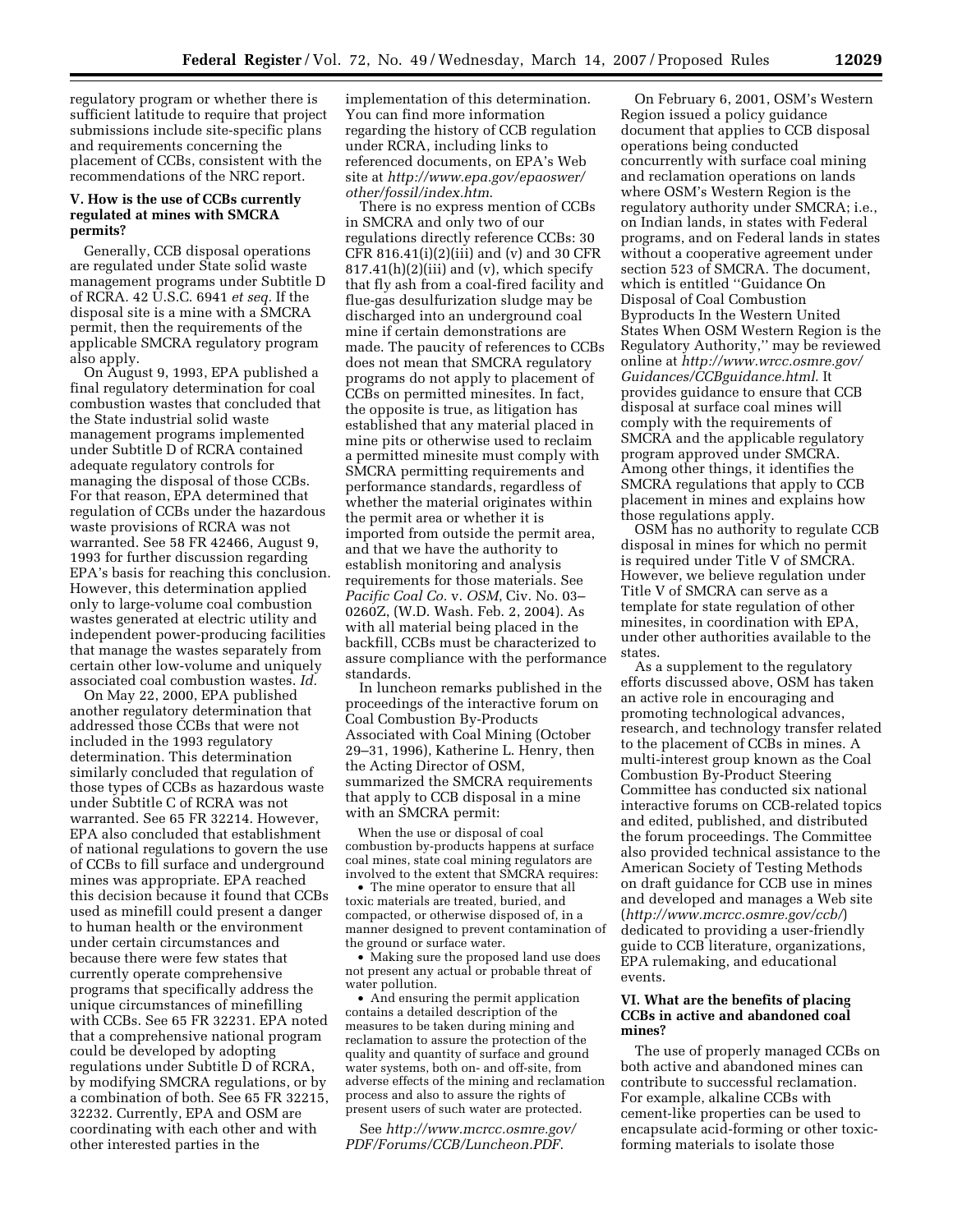regulatory program or whether there is sufficient latitude to require that project submissions include site-specific plans and requirements concerning the placement of CCBs, consistent with the recommendations of the NRC report.

## V. How is the use of CCBs currently regulated at mines with SMCRA permits?

Generally, CCB disposal operations are regulated under State solid waste management programs under Subtitle D of RCRA. 42 U.S.C. 6941 *et seq.* If the disposal site is a mine with a SMCRA permit, then the requirements of the applicable SMCRA regulatory program also apply.

On August 9, 1993, EPA published a final regulatory determination for coal combustion wastes that concluded that the State industrial solid waste management programs implemented under Subtitle D of RCRA contained adequate regulatory controls for managing the disposal of those CCBs. For that reason, EPA determined that regulation of CCBs under the hazardous waste provisions of RCRA was not warranted. See 58 FR 42466, August 9, 1993 for further discussion regarding EPA's basis for reaching this conclusion. However, this determination applied only to large-volume coal combustion wastes generated at electric utility and independent power-producing facilities that manage the wastes separately from certain other low-volume and uniquely associated coal combustion wastes. *Id.*

On May 22, 2000, EPA published another regulatory determination that addressed those CCBs that were not included in the 1993 regulatory determination. This determination similarly concluded that regulation of those types of CCBs as hazardous waste under Subtitle C of RCRA was not warranted. See 65 FR 32214. However, EPA also concluded that establishment of national regulations to govern the use of CCBs to fill surface and underground mines was appropriate. EPA reached this decision because it found that CCBs used as minefill could present a danger to human health or the environment under certain circumstances and because there were few states that currently operate comprehensive programs that specifically address the unique circumstances of minefilling with CCBs. See 65 FR 32231. EPA noted that a comprehensive national program could be developed by adopting regulations under Subtitle D of RCRA, by modifying SMCRA regulations, or by a combination of both. See 65 FR 32215, 32232. Currently, EPA and OSM are coordinating with each other and with other interested parties in the implementation of this determination. You can find more information regarding the history of CCB regulation under RCRA, including links to referenced documents, on EPA's Web site at *http://www.epa.gov/epaoswer/other/fossil/index.htm*.

There is no express mention of CCBs in SMCRA and only two of our regulations directly reference CCBs: 30 CFR 816.41(i)(2)(iii) and (v) and 30 CFR 817.41(h)(2)(iii) and (v), which specify that fly ash from a coal-fired facility and flue-gas desulfurization sludge may be discharged into an underground coal mine if certain demonstrations are made. The paucity of references to CCBs does not mean that SMCRA regulatory programs do not apply to placement of CCBs on permitted minesites. In fact, the opposite is true, as litigation has established that any material placed in mine pits or otherwise used to reclaim a permitted minesite must comply with SMCRA permitting requirements and performance standards, regardless of whether the material originates within the permit area or whether it is imported from outside the permit area, and that we have the authority to establish monitoring and analysis requirements for those materials. See *Pacific Coal Co.* v. *OSM*, Civ. No. 03–0260Z, (W.D. Wash. Feb. 2, 2004). As with all material being placed in the backfill, CCBs must be characterized to assure compliance with the performance standards.

In luncheon remarks published in the proceedings of the interactive forum on Coal Combustion By-Products Associated with Coal Mining (October 29–31, 1996), Katherine L. Henry, then the Acting Director of OSM, summarized the SMCRA requirements that apply to CCB disposal in a mine with an SMCRA permit:

> When the use or disposal of coal combustion by-products happens at surface coal mines, state coal mining regulators are involved to the extent that SMCRA requires:
>
> - The mine operator to ensure that all toxic materials are treated, buried, and compacted, or otherwise disposed of, in a manner designed to prevent contamination of the ground or surface water.
> - Making sure the proposed land use does not present any actual or probable threat of water pollution.
> - And ensuring the permit application contains a detailed description of the measures to be taken during mining and reclamation to assure the protection of the quality and quantity of surface and ground water systems, both on- and off-site, from adverse effects of the mining and reclamation process and also to assure the rights of present users of such water are protected.

See *http://www.mcrcc.osmre.gov/PDF/Forums/CCB/Luncheon.PDF*.

On February 6, 2001, OSM's Western Region issued a policy guidance document that applies to CCB disposal operations being conducted concurrently with surface coal mining and reclamation operations on lands where OSM's Western Region is the regulatory authority under SMCRA; i.e., on Indian lands, in states with Federal programs, and on Federal lands in states without a cooperative agreement under section 523 of SMCRA. The document, which is entitled "Guidance On Disposal of Coal Combustion Byproducts In the Western United States When OSM Western Region is the Regulatory Authority," may be reviewed online at *http://www.wrcc.osmre.gov/Guidances/CCBguidance.html*. It provides guidance to ensure that CCB disposal at surface coal mines will comply with the requirements of SMCRA and the applicable regulatory program approved under SMCRA. Among other things, it identifies the SMCRA regulations that apply to CCB placement in mines and explains how those regulations apply.

OSM has no authority to regulate CCB disposal in mines for which no permit is required under Title V of SMCRA. However, we believe regulation under Title V of SMCRA can serve as a template for state regulation of other minesites, in coordination with EPA, under other authorities available to the states.

As a supplement to the regulatory efforts discussed above, OSM has taken an active role in encouraging and promoting technological advances, research, and technology transfer related to the placement of CCBs in mines. A multi-interest group known as the Coal Combustion By-Product Steering Committee has conducted six national interactive forums on CCB-related topics and edited, published, and distributed the forum proceedings. The Committee also provided technical assistance to the American Society of Testing Methods on draft guidance for CCB use in mines and developed and manages a Web site (*http://www.mcrcc.osmre.gov/ccb/*) dedicated to providing a user-friendly guide to CCB literature, organizations, EPA rulemaking, and educational events.

## VI. What are the benefits of placing CCBs in active and abandoned coal mines?

The use of properly managed CCBs on both active and abandoned mines can contribute to successful reclamation. For example, alkaline CCBs with cement-like properties can be used to encapsulate acid-forming or other toxic-forming materials to isolate those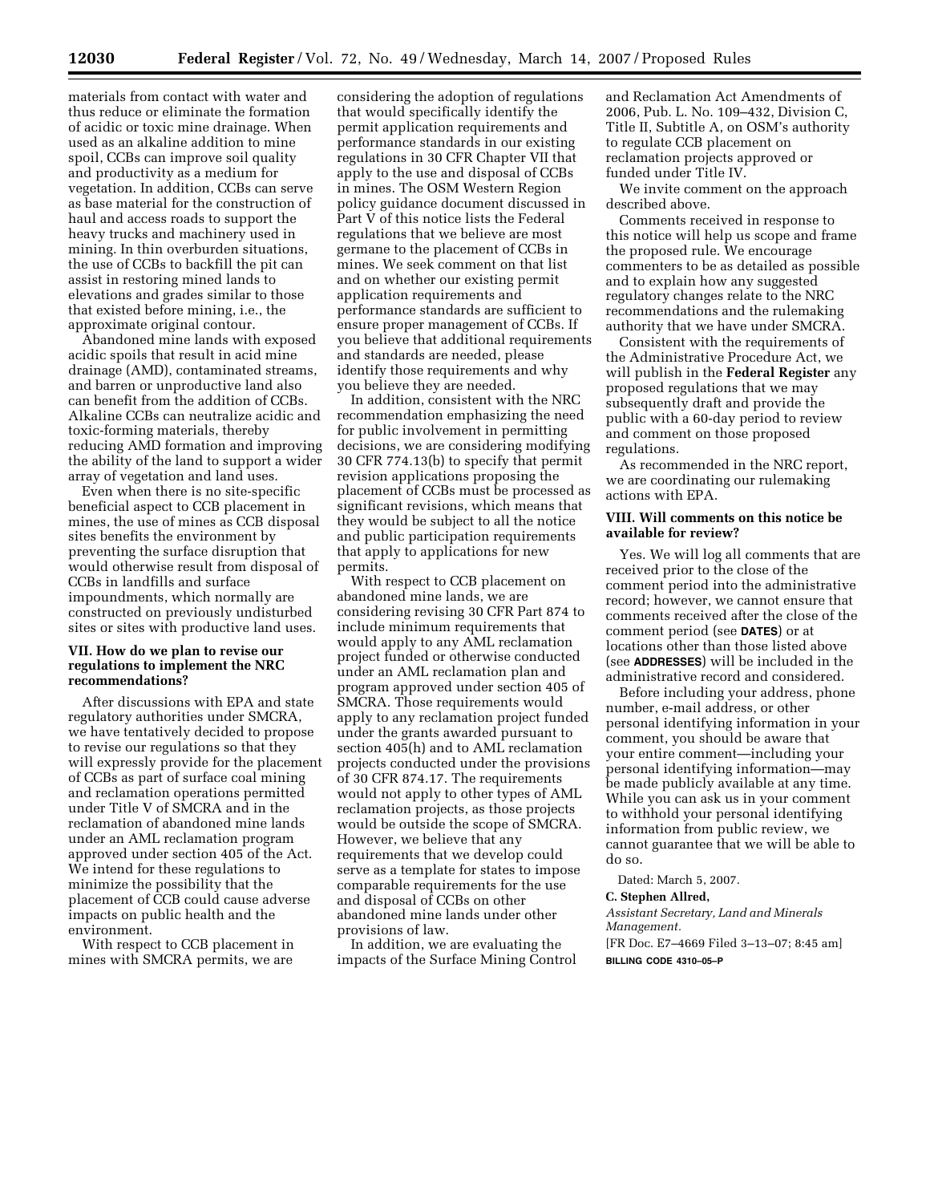materials from contact with water and thus reduce or eliminate the formation of acidic or toxic mine drainage. When used as an alkaline addition to mine spoil, CCBs can improve soil quality and productivity as a medium for vegetation. In addition, CCBs can serve as base material for the construction of haul and access roads to support the heavy trucks and machinery used in mining. In thin overburden situations, the use of CCBs to backfill the pit can assist in restoring mined lands to elevations and grades similar to those that existed before mining, i.e., the approximate original contour.

Abandoned mine lands with exposed acidic spoils that result in acid mine drainage (AMD), contaminated streams, and barren or unproductive land also can benefit from the addition of CCBs. Alkaline CCBs can neutralize acidic and toxic-forming materials, thereby reducing AMD formation and improving the ability of the land to support a wider array of vegetation and land uses.

Even when there is no site-specific beneficial aspect to CCB placement in mines, the use of mines as CCB disposal sites benefits the environment by preventing the surface disruption that would otherwise result from disposal of CCBs in landfills and surface impoundments, which normally are constructed on previously undisturbed sites or sites with productive land uses.

## VII. How do we plan to revise our regulations to implement the NRC recommendations?

After discussions with EPA and state regulatory authorities under SMCRA, we have tentatively decided to propose to revise our regulations so that they will expressly provide for the placement of CCBs as part of surface coal mining and reclamation operations permitted under Title V of SMCRA and in the reclamation of abandoned mine lands under an AML reclamation program approved under section 405 of the Act. We intend for these regulations to minimize the possibility that the placement of CCB could cause adverse impacts on public health and the environment.

With respect to CCB placement in mines with SMCRA permits, we are considering the adoption of regulations that would specifically identify the permit application requirements and performance standards in our existing regulations in 30 CFR Chapter VII that apply to the use and disposal of CCBs in mines. The OSM Western Region policy guidance document discussed in Part V of this notice lists the Federal regulations that we believe are most germane to the placement of CCBs in mines. We seek comment on that list and on whether our existing permit application requirements and performance standards are sufficient to ensure proper management of CCBs. If you believe that additional requirements and standards are needed, please identify those requirements and why you believe they are needed.

In addition, consistent with the NRC recommendation emphasizing the need for public involvement in permitting decisions, we are considering modifying 30 CFR 774.13(b) to specify that permit revision applications proposing the placement of CCBs must be processed as significant revisions, which means that they would be subject to all the notice and public participation requirements that apply to applications for new permits.

With respect to CCB placement on abandoned mine lands, we are considering revising 30 CFR Part 874 to include minimum requirements that would apply to any AML reclamation project funded or otherwise conducted under an AML reclamation plan and program approved under section 405 of SMCRA. Those requirements would apply to any reclamation project funded under the grants awarded pursuant to section 405(h) and to AML reclamation projects conducted under the provisions of 30 CFR 874.17. The requirements would not apply to other types of AML reclamation projects, as those projects would be outside the scope of SMCRA. However, we believe that any requirements that we develop could serve as a template for states to impose comparable requirements for the use and disposal of CCBs on other abandoned mine lands under other provisions of law.

In addition, we are evaluating the impacts of the Surface Mining Control and Reclamation Act Amendments of 2006, Pub. L. No. 109–432, Division C, Title II, Subtitle A, on OSM's authority to regulate CCB placement on reclamation projects approved or funded under Title IV.

We invite comment on the approach described above.

Comments received in response to this notice will help us scope and frame the proposed rule. We encourage commenters to be as detailed as possible and to explain how any suggested regulatory changes relate to the NRC recommendations and the rulemaking authority that we have under SMCRA.

Consistent with the requirements of the Administrative Procedure Act, we will publish in the **Federal Register** any proposed regulations that we may subsequently draft and provide the public with a 60-day period to review and comment on those proposed regulations.

As recommended in the NRC report, we are coordinating our rulemaking actions with EPA.

## VIII. Will comments on this notice be available for review?

Yes. We will log all comments that are received prior to the close of the comment period into the administrative record; however, we cannot ensure that comments received after the close of the comment period (see **DATES**) or at locations other than those listed above (see **ADDRESSES**) will be included in the administrative record and considered.

Before including your address, phone number, e-mail address, or other personal identifying information in your comment, you should be aware that your entire comment—including your personal identifying information—may be made publicly available at any time. While you can ask us in your comment to withhold your personal identifying information from public review, we cannot guarantee that we will be able to do so.

Dated: March 5, 2007.

**C. Stephen Allred,**

*Assistant Secretary, Land and Minerals Management.*

[FR Doc. E7–4669 Filed 3–13–07; 8:45 am]

**BILLING CODE 4310–05–P**